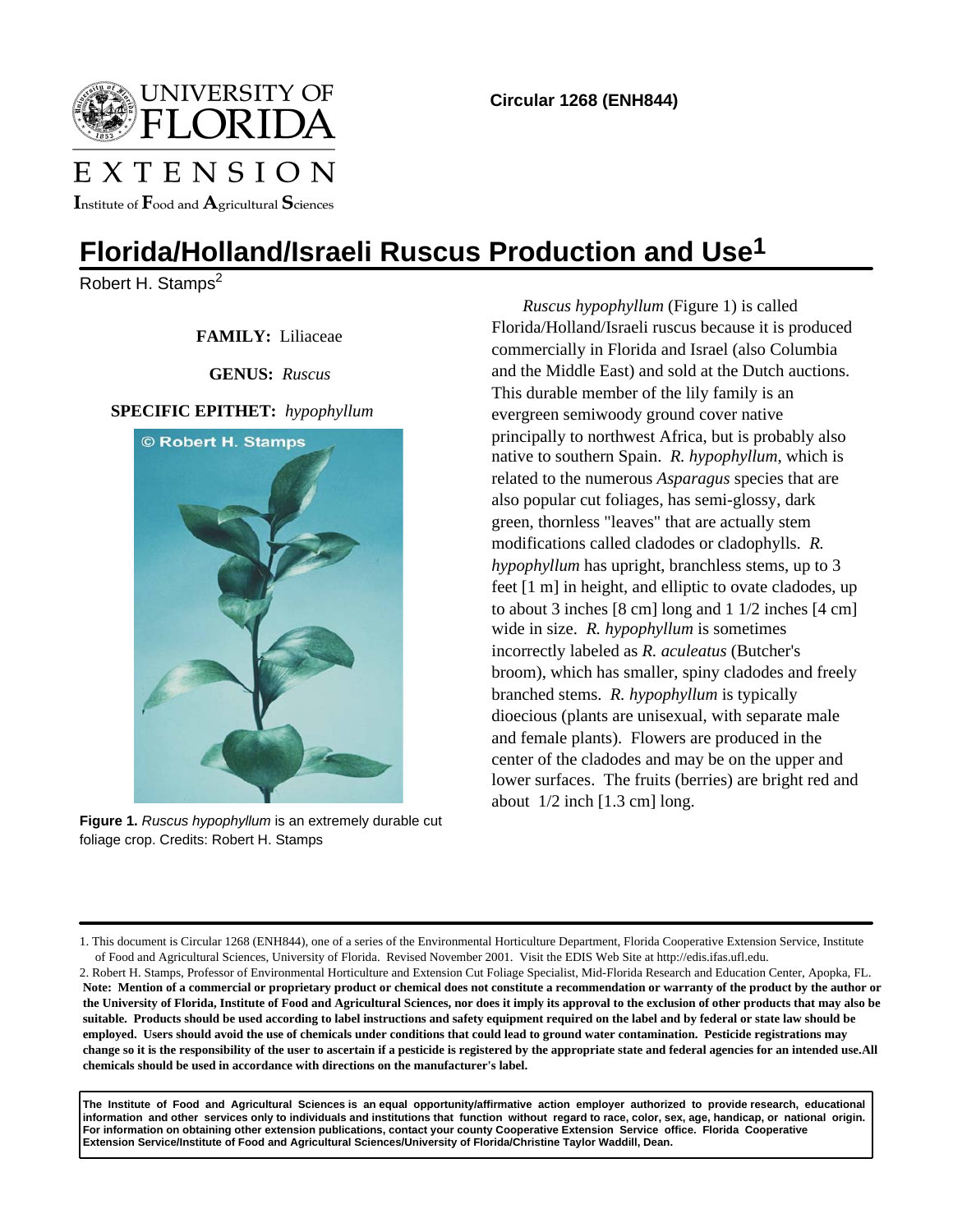Circular 1268 (ENH844)

# Florida/Holland/Israeli Ruscus Production and Use[1]

Robert H. Stamps[2]

**FAMILY:** Liliaceae

**GENUS:** *Ruscus*

**SPECIFIC EPITHET:** *hypophyllum*

**Figure 1.** *Ruscus hypophyllum* is an extremely durable cut foliage crop. Credits: Robert H. Stamps

*Ruscus hypophyllum* (Figure 1) is called Florida/Holland/Israeli ruscus because it is produced commercially in Florida and Israel (also Columbia and the Middle East) and sold at the Dutch auctions. This durable member of the lily family is an evergreen semiwoody ground cover native principally to northwest Africa, but is probably also native to southern Spain. *R. hypophyllum*, which is related to the numerous *Asparagus* species that are also popular cut foliages, has semi-glossy, dark green, thornless "leaves" that are actually stem modifications called cladodes or cladophylls. *R. hypophyllum* has upright, branchless stems, up to 3 feet [1 m] in height, and elliptic to ovate cladodes, up to about 3 inches [8 cm] long and 1 1/2 inches [4 cm] wide in size. *R. hypophyllum* is sometimes incorrectly labeled as *R. aculeatus* (Butcher's broom), which has smaller, spiny cladodes and freely branched stems. *R. hypophyllum* is typically dioecious (plants are unisexual, with separate male and female plants). Flowers are produced in the center of the cladodes and may be on the upper and lower surfaces. The fruits (berries) are bright red and about 1/2 inch [1.3 cm] long.

---

1. This document is Circular 1268 (ENH844), one of a series of the Environmental Horticulture Department, Florida Cooperative Extension Service, Institute of Food and Agricultural Sciences, University of Florida. Revised November 2001. Visit the EDIS Web Site at http://edis.ifas.ufl.edu.
2. Robert H. Stamps, Professor of Environmental Horticulture and Extension Cut Foliage Specialist, Mid-Florida Research and Education Center, Apopka, FL.

**Note: Mention of a commercial or proprietary product or chemical does not constitute a recommendation or warranty of the product by the author or the University of Florida, Institute of Food and Agricultural Sciences, nor does it imply its approval to the exclusion of other products that may also be suitable. Products should be used according to label instructions and safety equipment required on the label and by federal or state law should be employed. Users should avoid the use of chemicals under conditions that could lead to ground water contamination. Pesticide registrations may change so it is the responsibility of the user to ascertain if a pesticide is registered by the appropriate state and federal agencies for an intended use.All chemicals should be used in accordance with directions on the manufacturer's label.**

**The Institute of Food and Agricultural Sciences is an equal opportunity/affirmative action employer authorized to provide research, educational information and other services only to individuals and institutions that function without regard to race, color, sex, age, handicap, or national origin. For information on obtaining other extension publications, contact your county Cooperative Extension Service office. Florida Cooperative Extension Service/Institute of Food and Agricultural Sciences/University of Florida/Christine Taylor Waddill, Dean.**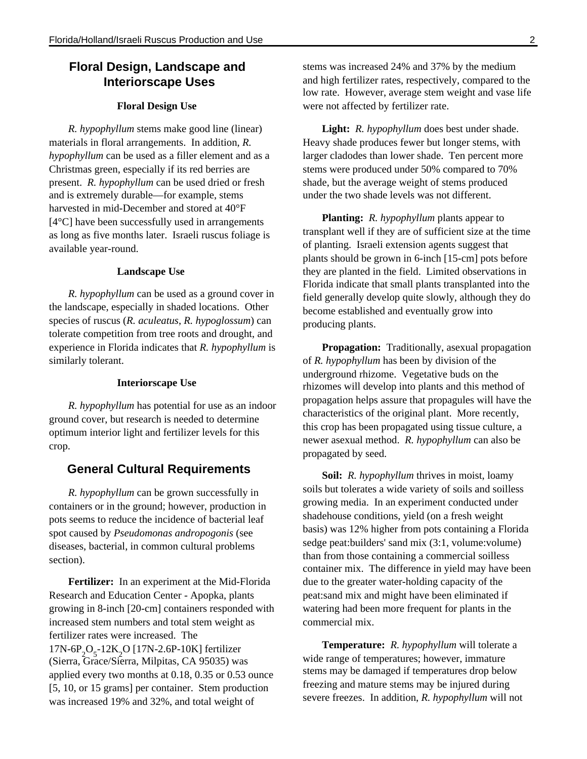## Floral Design, Landscape and Interiorscape Uses

### Floral Design Use

*R. hypophyllum* stems make good line (linear) materials in floral arrangements. In addition, *R. hypophyllum* can be used as a filler element and as a Christmas green, especially if its red berries are present. *R. hypophyllum* can be used dried or fresh and is extremely durable—for example, stems harvested in mid-December and stored at 40°F [4°C] have been successfully used in arrangements as long as five months later. Israeli ruscus foliage is available year-round.

### Landscape Use

*R. hypophyllum* can be used as a ground cover in the landscape, especially in shaded locations. Other species of ruscus (*R. aculeatus*, *R. hypoglossum*) can tolerate competition from tree roots and drought, and experience in Florida indicates that *R. hypophyllum* is similarly tolerant.

### Interiorscape Use

*R. hypophyllum* has potential for use as an indoor ground cover, but research is needed to determine optimum interior light and fertilizer levels for this crop.

## General Cultural Requirements

*R. hypophyllum* can be grown successfully in containers or in the ground; however, production in pots seems to reduce the incidence of bacterial leaf spot caused by *Pseudomonas andropogonis* (see diseases, bacterial, in common cultural problems section).

**Fertilizer:** In an experiment at the Mid-Florida Research and Education Center - Apopka, plants growing in 8-inch [20-cm] containers responded with increased stem numbers and total stem weight as fertilizer rates were increased. The 17N-6$P_2O_5$-12$K_2O$ [17N-2.6P-10K] fertilizer (Sierra, Grace/Sierra, Milpitas, CA 95035) was applied every two months at 0.18, 0.35 or 0.53 ounce [5, 10, or 15 grams] per container. Stem production was increased 19% and 32%, and total weight of stems was increased 24% and 37% by the medium and high fertilizer rates, respectively, compared to the low rate. However, average stem weight and vase life were not affected by fertilizer rate.

**Light:** *R. hypophyllum* does best under shade. Heavy shade produces fewer but longer stems, with larger cladodes than lower shade. Ten percent more stems were produced under 50% compared to 70% shade, but the average weight of stems produced under the two shade levels was not different.

**Planting:** *R. hypophyllum* plants appear to transplant well if they are of sufficient size at the time of planting. Israeli extension agents suggest that plants should be grown in 6-inch [15-cm] pots before they are planted in the field. Limited observations in Florida indicate that small plants transplanted into the field generally develop quite slowly, although they do become established and eventually grow into producing plants.

**Propagation:** Traditionally, asexual propagation of *R. hypophyllum* has been by division of the underground rhizome. Vegetative buds on the rhizomes will develop into plants and this method of propagation helps assure that propagules will have the characteristics of the original plant. More recently, this crop has been propagated using tissue culture, a newer asexual method. *R. hypophyllum* can also be propagated by seed.

**Soil:** *R. hypophyllum* thrives in moist, loamy soils but tolerates a wide variety of soils and soilless growing media. In an experiment conducted under shadehouse conditions, yield (on a fresh weight basis) was 12% higher from pots containing a Florida sedge peat:builders' sand mix (3:1, volume:volume) than from those containing a commercial soilless container mix. The difference in yield may have been due to the greater water-holding capacity of the peat:sand mix and might have been eliminated if watering had been more frequent for plants in the commercial mix.

**Temperature:** *R. hypophyllum* will tolerate a wide range of temperatures; however, immature stems may be damaged if temperatures drop below freezing and mature stems may be injured during severe freezes. In addition, *R. hypophyllum* will not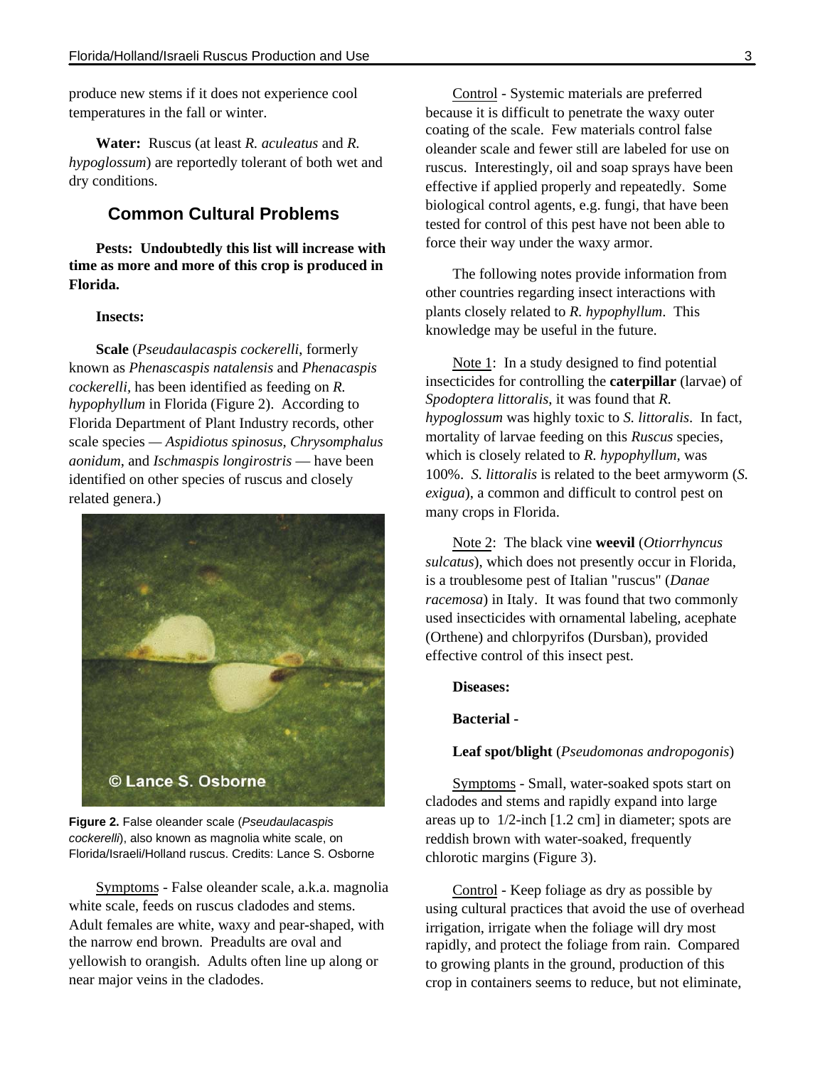produce new stems if it does not experience cool temperatures in the fall or winter.

**Water:** Ruscus (at least *R. aculeatus* and *R. hypoglossum*) are reportedly tolerant of both wet and dry conditions.

## Common Cultural Problems

**Pests: Undoubtedly this list will increase with time as more and more of this crop is produced in Florida.**

**Insects:**

**Scale** (*Pseudaulacaspis cockerelli*, formerly known as *Phenascaspis natalensis* and *Phenacaspis cockerelli*, has been identified as feeding on *R. hypophyllum* in Florida (Figure 2). According to Florida Department of Plant Industry records, other scale species — *Aspidiotus spinosus*, *Chrysomphalus aonidum*, and *Ischmaspis longirostris* — have been identified on other species of ruscus and closely related genera.)

**Figure 2.** False oleander scale (*Pseudaulacaspis cockerelli*), also known as magnolia white scale, on Florida/Israeli/Holland ruscus. Credits: Lance S. Osborne

Symptoms - False oleander scale, a.k.a. magnolia white scale, feeds on ruscus cladodes and stems. Adult females are white, waxy and pear-shaped, with the narrow end brown. Preadults are oval and yellowish to orangish. Adults often line up along or near major veins in the cladodes.

Control - Systemic materials are preferred because it is difficult to penetrate the waxy outer coating of the scale. Few materials control false oleander scale and fewer still are labeled for use on ruscus. Interestingly, oil and soap sprays have been effective if applied properly and repeatedly. Some biological control agents, e.g. fungi, that have been tested for control of this pest have not been able to force their way under the waxy armor.

The following notes provide information from other countries regarding insect interactions with plants closely related to *R. hypophyllum*. This knowledge may be useful in the future.

Note 1: In a study designed to find potential insecticides for controlling the **caterpillar** (larvae) of *Spodoptera littoralis*, it was found that *R. hypoglossum* was highly toxic to *S. littoralis*. In fact, mortality of larvae feeding on this *Ruscus* species, which is closely related to *R. hypophyllum*, was 100%. *S. littoralis* is related to the beet armyworm (*S. exigua*), a common and difficult to control pest on many crops in Florida.

Note 2: The black vine **weevil** (*Otiorrhyncus sulcatus*), which does not presently occur in Florida, is a troublesome pest of Italian "ruscus" (*Danae racemosa*) in Italy. It was found that two commonly used insecticides with ornamental labeling, acephate (Orthene) and chlorpyrifos (Dursban), provided effective control of this insect pest.

**Diseases:**

**Bacterial -**

**Leaf spot/blight** (*Pseudomonas andropogonis*)

Symptoms - Small, water-soaked spots start on cladodes and stems and rapidly expand into large areas up to 1/2-inch [1.2 cm] in diameter; spots are reddish brown with water-soaked, frequently chlorotic margins (Figure 3).

Control - Keep foliage as dry as possible by using cultural practices that avoid the use of overhead irrigation, irrigate when the foliage will dry most rapidly, and protect the foliage from rain. Compared to growing plants in the ground, production of this crop in containers seems to reduce, but not eliminate,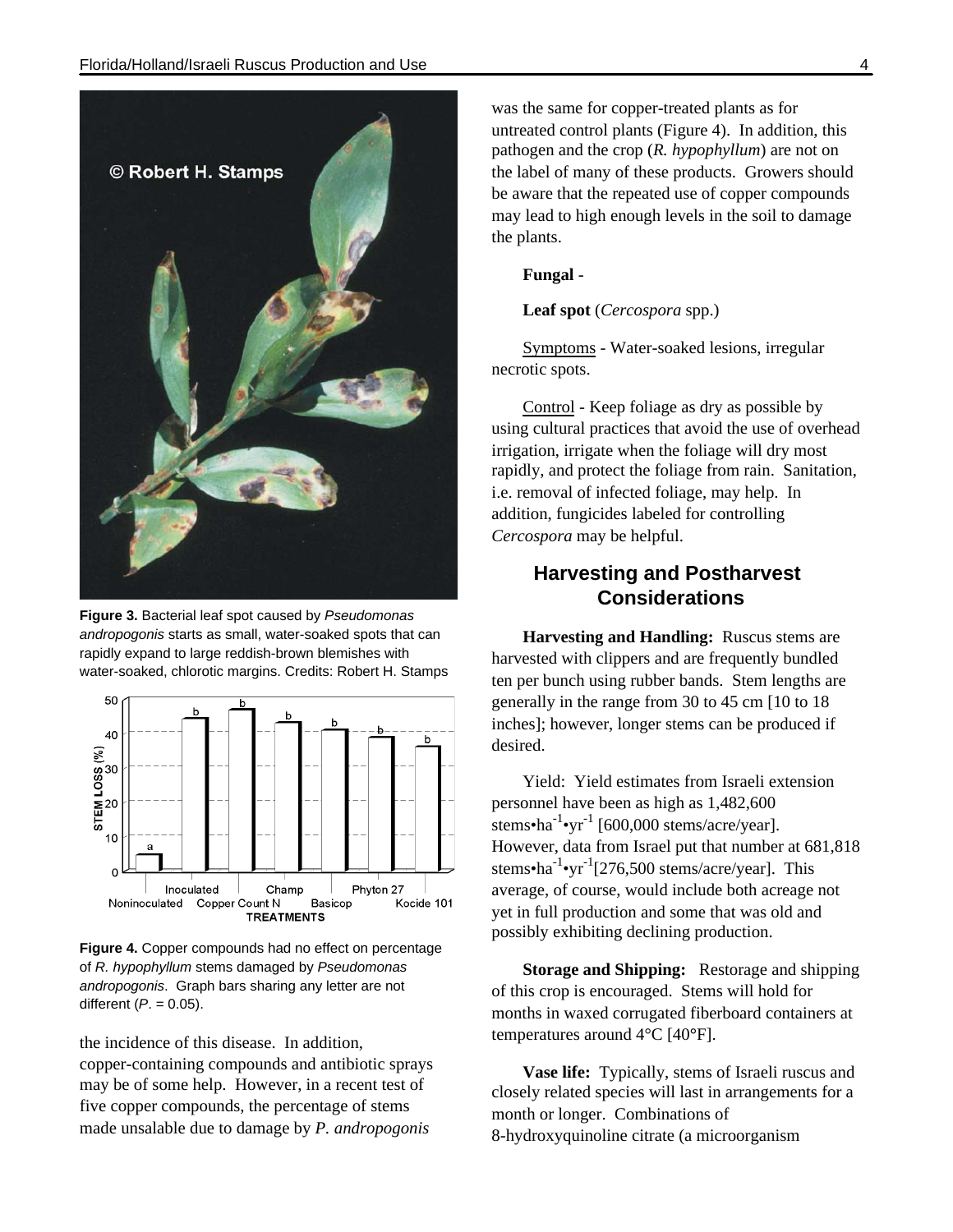Figure 3. Bacterial leaf spot caused by *Pseudomonas andropogonis* starts as small, water-soaked spots that can rapidly expand to large reddish-brown blemishes with water-soaked, chlorotic margins. Credits: Robert H. Stamps

Figure 4. Copper compounds had no effect on percentage of *R. hypophyllum* stems damaged by *Pseudomonas andropogonis*. Graph bars sharing any letter are not different (*P*. = 0.05).

the incidence of this disease. In addition, copper-containing compounds and antibiotic sprays may be of some help. However, in a recent test of five copper compounds, the percentage of stems made unsalable due to damage by *P. andropogonis* was the same for copper-treated plants as for untreated control plants (Figure 4). In addition, this pathogen and the crop (*R. hypophyllum*) are not on the label of many of these products. Growers should be aware that the repeated use of copper compounds may lead to high enough levels in the soil to damage the plants.

**Fungal -**

**Leaf spot** (*Cercospora* spp.)

Symptoms - Water-soaked lesions, irregular necrotic spots.

Control - Keep foliage as dry as possible by using cultural practices that avoid the use of overhead irrigation, irrigate when the foliage will dry most rapidly, and protect the foliage from rain. Sanitation, i.e. removal of infected foliage, may help. In addition, fungicides labeled for controlling *Cercospora* may be helpful.

## Harvesting and Postharvest Considerations

**Harvesting and Handling:** Ruscus stems are harvested with clippers and are frequently bundled ten per bunch using rubber bands. Stem lengths are generally in the range from 30 to 45 cm [10 to 18 inches]; however, longer stems can be produced if desired.

Yield: Yield estimates from Israeli extension personnel have been as high as 1,482,600 stems•ha$^{-1}$•yr$^{-1}$ [600,000 stems/acre/year]. However, data from Israel put that number at 681,818 stems•ha$^{-1}$•yr$^{-1}$[276,500 stems/acre/year]. This average, of course, would include both acreage not yet in full production and some that was old and possibly exhibiting declining production.

**Storage and Shipping:** Restorage and shipping of this crop is encouraged. Stems will hold for months in waxed corrugated fiberboard containers at temperatures around 4°C [40°F].

**Vase life:** Typically, stems of Israeli ruscus and closely related species will last in arrangements for a month or longer. Combinations of 8-hydroxyquinoline citrate (a microorganism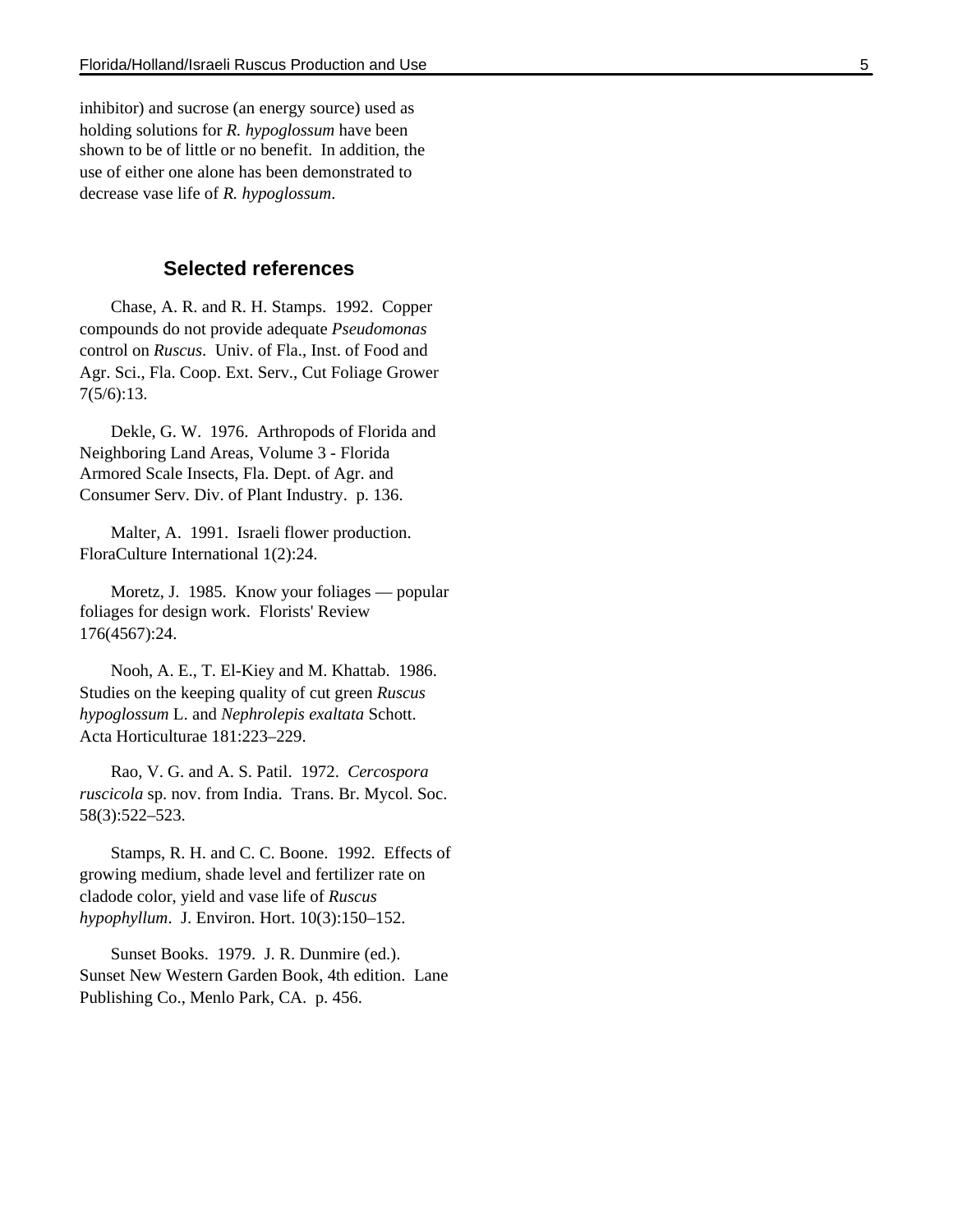inhibitor) and sucrose (an energy source) used as holding solutions for *R. hypoglossum* have been shown to be of little or no benefit. In addition, the use of either one alone has been demonstrated to decrease vase life of *R. hypoglossum*.

## Selected references

Chase, A. R. and R. H. Stamps. 1992. Copper compounds do not provide adequate *Pseudomonas* control on *Ruscus*. Univ. of Fla., Inst. of Food and Agr. Sci., Fla. Coop. Ext. Serv., Cut Foliage Grower 7(5/6):13.

Dekle, G. W. 1976. Arthropods of Florida and Neighboring Land Areas, Volume 3 - Florida Armored Scale Insects, Fla. Dept. of Agr. and Consumer Serv. Div. of Plant Industry. p. 136.

Malter, A. 1991. Israeli flower production. FloraCulture International 1(2):24.

Moretz, J. 1985. Know your foliages — popular foliages for design work. Florists' Review 176(4567):24.

Nooh, A. E., T. El-Kiey and M. Khattab. 1986. Studies on the keeping quality of cut green *Ruscus hypoglossum* L. and *Nephrolepis exaltata* Schott. Acta Horticulturae 181:223–229.

Rao, V. G. and A. S. Patil. 1972. *Cercospora ruscicola* sp. nov. from India. Trans. Br. Mycol. Soc. 58(3):522–523.

Stamps, R. H. and C. C. Boone. 1992. Effects of growing medium, shade level and fertilizer rate on cladode color, yield and vase life of *Ruscus hypophyllum*. J. Environ. Hort. 10(3):150–152.

Sunset Books. 1979. J. R. Dunmire (ed.). Sunset New Western Garden Book, 4th edition. Lane Publishing Co., Menlo Park, CA. p. 456.